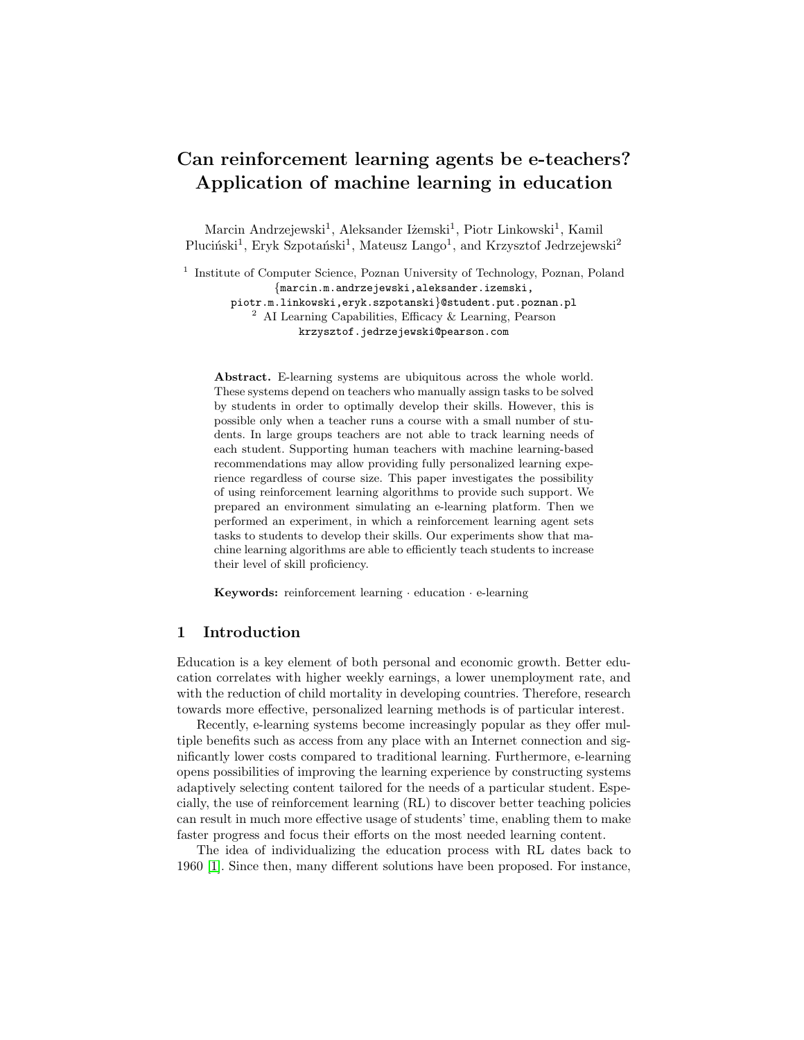# Can reinforcement learning agents be e-teachers? Application of machine learning in education

Marcin Andrzejewski[1], Aleksander Iżemski[1], Piotr Linkowski[1], Kamil Pluciński[1], Eryk Szpotański[1], Mateusz Lango[1], and Krzysztof Jedrzejewski[2]

[1] Institute of Computer Science, Poznan University of Technology, Poznan, Poland
{marcin.m.andrzejewski,aleksander.izemski, piotr.m.linkowski,eryk.szpotanski}@student.put.poznan.pl

[2] AI Learning Capabilities, Efficacy & Learning, Pearson
krzysztof.jedrzejewski@pearson.com

**Abstract.** E-learning systems are ubiquitous across the whole world. These systems depend on teachers who manually assign tasks to be solved by students in order to optimally develop their skills. However, this is possible only when a teacher runs a course with a small number of students. In large groups teachers are not able to track learning needs of each student. Supporting human teachers with machine learning-based recommendations may allow providing fully personalized learning experience regardless of course size. This paper investigates the possibility of using reinforcement learning algorithms to provide such support. We prepared an environment simulating an e-learning platform. Then we performed an experiment, in which a reinforcement learning agent sets tasks to students to develop their skills. Our experiments show that machine learning algorithms are able to efficiently teach students to increase their level of skill proficiency.

**Keywords:** reinforcement learning · education · e-learning

## 1 Introduction

Education is a key element of both personal and economic growth. Better education correlates with higher weekly earnings, a lower unemployment rate, and with the reduction of child mortality in developing countries. Therefore, research towards more effective, personalized learning methods is of particular interest.

Recently, e-learning systems become increasingly popular as they offer multiple benefits such as access from any place with an Internet connection and significantly lower costs compared to traditional learning. Furthermore, e-learning opens possibilities of improving the learning experience by constructing systems adaptively selecting content tailored for the needs of a particular student. Especially, the use of reinforcement learning (RL) to discover better teaching policies can result in much more effective usage of students' time, enabling them to make faster progress and focus their efforts on the most needed learning content.

The idea of individualizing the education process with RL dates back to 1960 [1]. Since then, many different solutions have been proposed. For instance,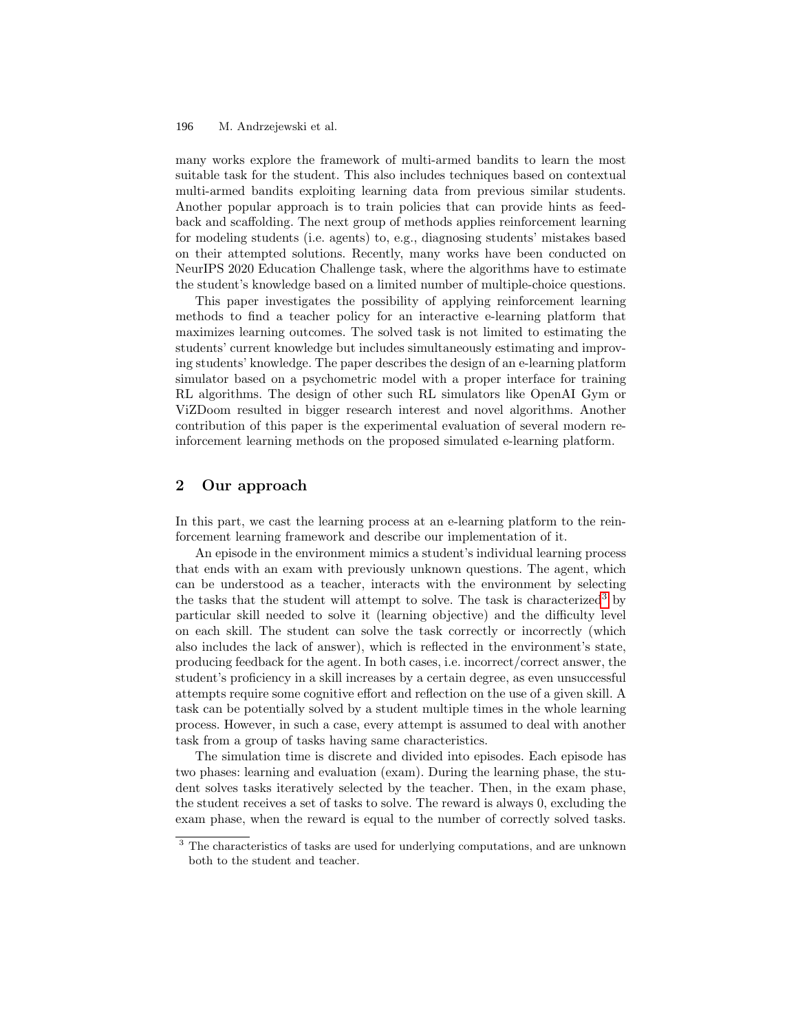many works explore the framework of multi-armed bandits to learn the most suitable task for the student. This also includes techniques based on contextual multi-armed bandits exploiting learning data from previous similar students. Another popular approach is to train policies that can provide hints as feedback and scaffolding. The next group of methods applies reinforcement learning for modeling students (i.e. agents) to, e.g., diagnosing students' mistakes based on their attempted solutions. Recently, many works have been conducted on NeurIPS 2020 Education Challenge task, where the algorithms have to estimate the student's knowledge based on a limited number of multiple-choice questions.

This paper investigates the possibility of applying reinforcement learning methods to find a teacher policy for an interactive e-learning platform that maximizes learning outcomes. The solved task is not limited to estimating the students' current knowledge but includes simultaneously estimating and improving students' knowledge. The paper describes the design of an e-learning platform simulator based on a psychometric model with a proper interface for training RL algorithms. The design of other such RL simulators like OpenAI Gym or ViZDoom resulted in bigger research interest and novel algorithms. Another contribution of this paper is the experimental evaluation of several modern reinforcement learning methods on the proposed simulated e-learning platform.

## 2 Our approach

In this part, we cast the learning process at an e-learning platform to the reinforcement learning framework and describe our implementation of it.

An episode in the environment mimics a student's individual learning process that ends with an exam with previously unknown questions. The agent, which can be understood as a teacher, interacts with the environment by selecting the tasks that the student will attempt to solve. The task is characterized[3] by particular skill needed to solve it (learning objective) and the difficulty level on each skill. The student can solve the task correctly or incorrectly (which also includes the lack of answer), which is reflected in the environment's state, producing feedback for the agent. In both cases, i.e. incorrect/correct answer, the student's proficiency in a skill increases by a certain degree, as even unsuccessful attempts require some cognitive effort and reflection on the use of a given skill. A task can be potentially solved by a student multiple times in the whole learning process. However, in such a case, every attempt is assumed to deal with another task from a group of tasks having same characteristics.

The simulation time is discrete and divided into episodes. Each episode has two phases: learning and evaluation (exam). During the learning phase, the student solves tasks iteratively selected by the teacher. Then, in the exam phase, the student receives a set of tasks to solve. The reward is always 0, excluding the exam phase, when the reward is equal to the number of correctly solved tasks.

[3] The characteristics of tasks are used for underlying computations, and are unknown both to the student and teacher.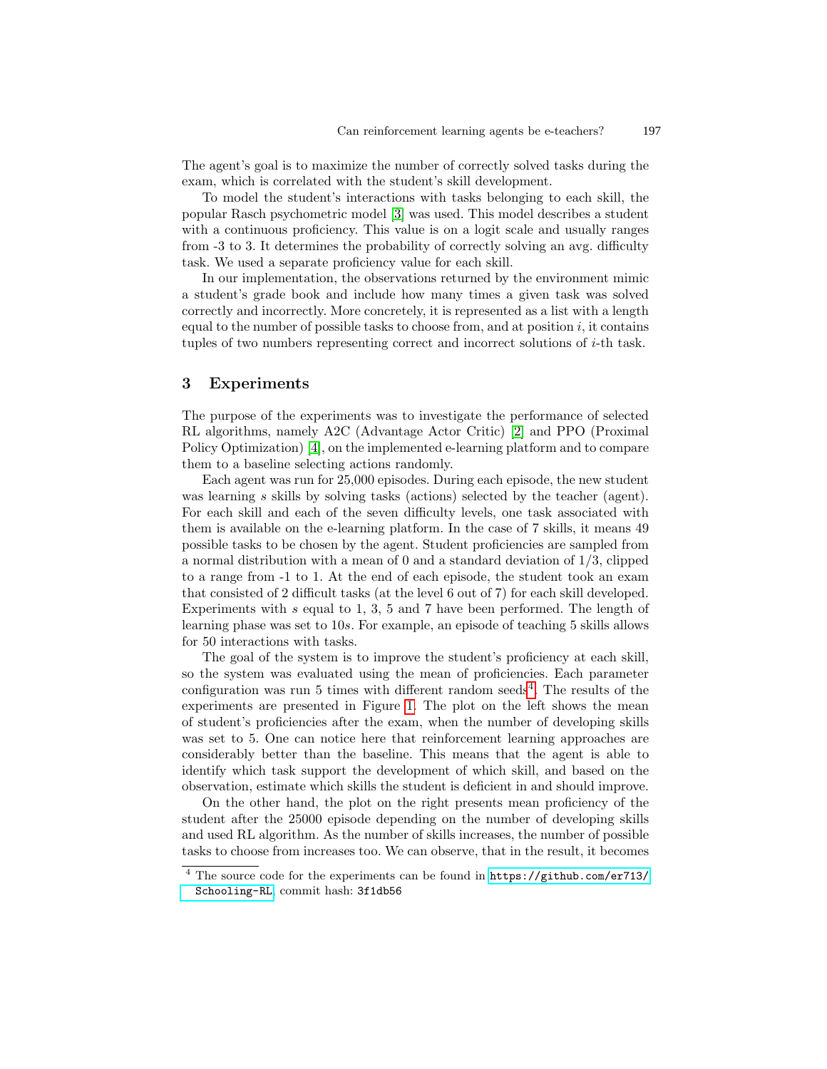The agent's goal is to maximize the number of correctly solved tasks during the exam, which is correlated with the student's skill development.

To model the student's interactions with tasks belonging to each skill, the popular Rasch psychometric model [3] was used. This model describes a student with a continuous proficiency. This value is on a logit scale and usually ranges from -3 to 3. It determines the probability of correctly solving an avg. difficulty task. We used a separate proficiency value for each skill.

In our implementation, the observations returned by the environment mimic a student's grade book and include how many times a given task was solved correctly and incorrectly. More concretely, it is represented as a list with a length equal to the number of possible tasks to choose from, and at position $i$, it contains tuples of two numbers representing correct and incorrect solutions of $i$-th task.

## 3 Experiments

The purpose of the experiments was to investigate the performance of selected RL algorithms, namely A2C (Advantage Actor Critic) [2] and PPO (Proximal Policy Optimization) [4], on the implemented e-learning platform and to compare them to a baseline selecting actions randomly.

Each agent was run for 25,000 episodes. During each episode, the new student was learning $s$ skills by solving tasks (actions) selected by the teacher (agent). For each skill and each of the seven difficulty levels, one task associated with them is available on the e-learning platform. In the case of 7 skills, it means 49 possible tasks to be chosen by the agent. Student proficiencies are sampled from a normal distribution with a mean of 0 and a standard deviation of 1/3, clipped to a range from -1 to 1. At the end of each episode, the student took an exam that consisted of 2 difficult tasks (at the level 6 out of 7) for each skill developed. Experiments with $s$ equal to 1, 3, 5 and 7 have been performed. The length of learning phase was set to $10s$. For example, an episode of teaching 5 skills allows for 50 interactions with tasks.

The goal of the system is to improve the student's proficiency at each skill, so the system was evaluated using the mean of proficiencies. Each parameter configuration was run 5 times with different random seeds[4]. The results of the experiments are presented in Figure 1. The plot on the left shows the mean of student's proficiencies after the exam, when the number of developing skills was set to 5. One can notice here that reinforcement learning approaches are considerably better than the baseline. This means that the agent is able to identify which task support the development of which skill, and based on the observation, estimate which skills the student is deficient in and should improve.

On the other hand, the plot on the right presents mean proficiency of the student after the 25000 episode depending on the number of developing skills and used RL algorithm. As the number of skills increases, the number of possible tasks to choose from increases too. We can observe, that in the result, it becomes

[4] The source code for the experiments can be found in https://github.com/er713/Schooling-RL, commit hash: 3f1db56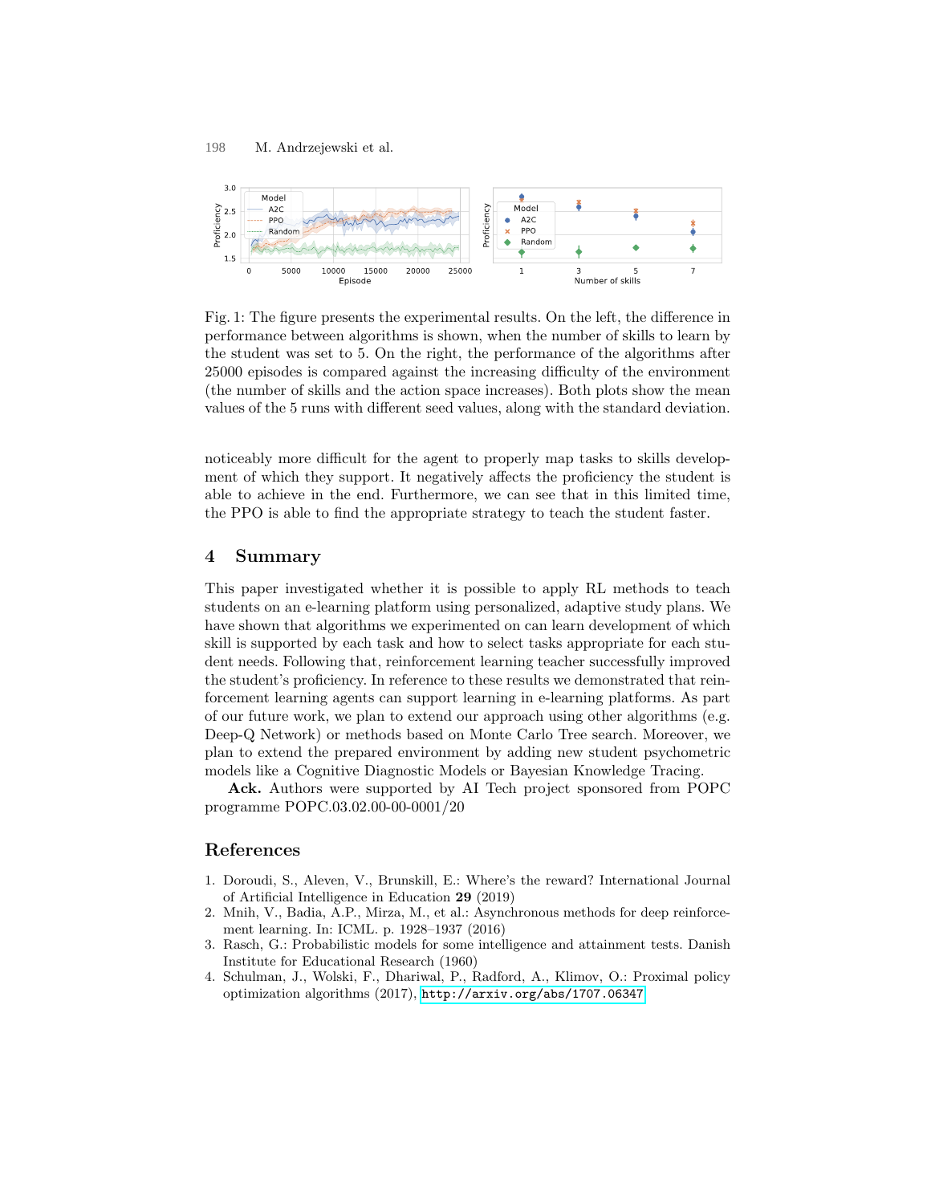3.0
Model
A2C
PPO
Random
2.5
2.0
1.5
Proficiency
0 5000 10000 15000 20000 25000
Episode

Model
A2C
PPO
Random
Proficiency
1 3 5 7
Number of skills

Fig. 1: The figure presents the experimental results. On the left, the difference in performance between algorithms is shown, when the number of skills to learn by the student was set to 5. On the right, the performance of the algorithms after 25000 episodes is compared against the increasing difficulty of the environment (the number of skills and the action space increases). Both plots show the mean values of the 5 runs with different seed values, along with the standard deviation.

noticeably more difficult for the agent to properly map tasks to skills development of which they support. It negatively affects the proficiency the student is able to achieve in the end. Furthermore, we can see that in this limited time, the PPO is able to find the appropriate strategy to teach the student faster.

## 4 Summary

This paper investigated whether it is possible to apply RL methods to teach students on an e-learning platform using personalized, adaptive study plans. We have shown that algorithms we experimented on can learn development of which skill is supported by each task and how to select tasks appropriate for each student needs. Following that, reinforcement learning teacher successfully improved the student's proficiency. In reference to these results we demonstrated that reinforcement learning agents can support learning in e-learning platforms. As part of our future work, we plan to extend our approach using other algorithms (e.g. Deep-Q Network) or methods based on Monte Carlo Tree search. Moreover, we plan to extend the prepared environment by adding new student psychometric models like a Cognitive Diagnostic Models or Bayesian Knowledge Tracing.

**Ack.** Authors were supported by AI Tech project sponsored from POPC programme POPC.03.02.00-00-0001/20

## References

1. Doroudi, S., Aleven, V., Brunskill, E.: Where's the reward? International Journal of Artificial Intelligence in Education **29** (2019)
2. Mnih, V., Badia, A.P., Mirza, M., et al.: Asynchronous methods for deep reinforcement learning. In: ICML. p. 1928–1937 (2016)
3. Rasch, G.: Probabilistic models for some intelligence and attainment tests. Danish Institute for Educational Research (1960)
4. Schulman, J., Wolski, F., Dhariwal, P., Radford, A., Klimov, O.: Proximal policy optimization algorithms (2017), http://arxiv.org/abs/1707.06347